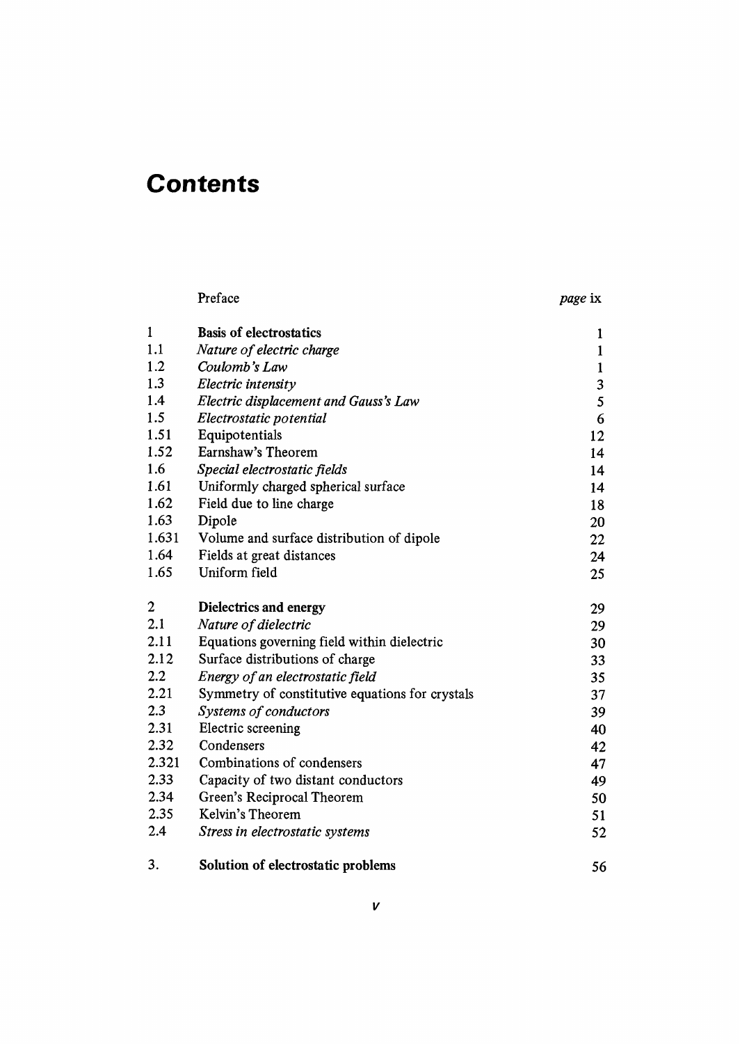# Contents

| | | |
|---|---|---|
| | Preface | *page* ix |
| 1 | **Basis of electrostatics** | 1 |
| 1.1 | *Nature of electric charge* | 1 |
| 1.2 | *Coulomb's Law* | 1 |
| 1.3 | *Electric intensity* | 3 |
| 1.4 | *Electric displacement and Gauss's Law* | 5 |
| 1.5 | *Electrostatic potential* | 6 |
| 1.51 | Equipotentials | 12 |
| 1.52 | Earnshaw's Theorem | 14 |
| 1.6 | *Special electrostatic fields* | 14 |
| 1.61 | Uniformly charged spherical surface | 14 |
| 1.62 | Field due to line charge | 18 |
| 1.63 | Dipole | 20 |
| 1.631 | Volume and surface distribution of dipole | 22 |
| 1.64 | Fields at great distances | 24 |
| 1.65 | Uniform field | 25 |
| 2 | **Dielectrics and energy** | 29 |
| 2.1 | *Nature of dielectric* | 29 |
| 2.11 | Equations governing field within dielectric | 30 |
| 2.12 | Surface distributions of charge | 33 |
| 2.2 | *Energy of an electrostatic field* | 35 |
| 2.21 | Symmetry of constitutive equations for crystals | 37 |
| 2.3 | *Systems of conductors* | 39 |
| 2.31 | Electric screening | 40 |
| 2.32 | Condensers | 42 |
| 2.321 | Combinations of condensers | 47 |
| 2.33 | Capacity of two distant conductors | 49 |
| 2.34 | Green's Reciprocal Theorem | 50 |
| 2.35 | Kelvin's Theorem | 51 |
| 2.4 | *Stress in electrostatic systems* | 52 |
| 3. | **Solution of electrostatic problems** | 56 |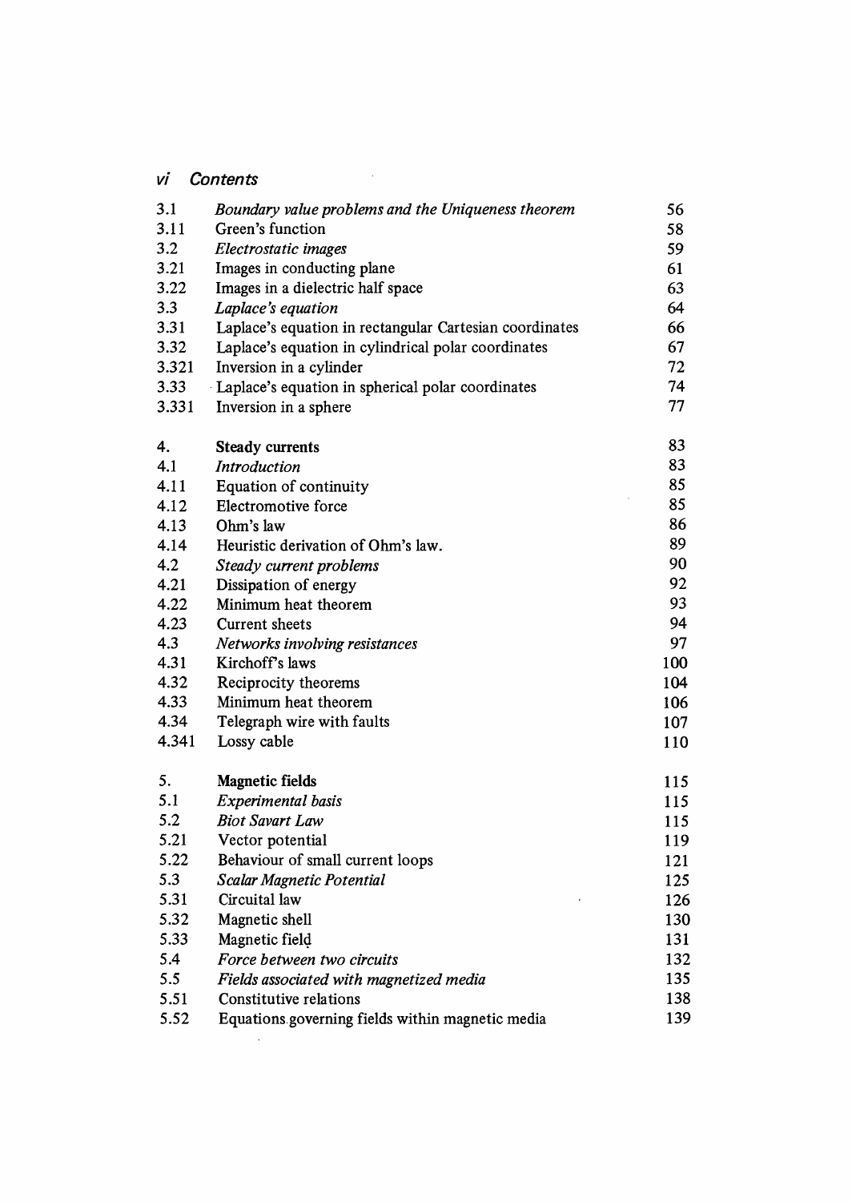| | | |
|---|---|---|
| 3.1 | *Boundary value problems and the Uniqueness theorem* | 56 |
| 3.11 | Green's function | 58 |
| 3.2 | *Electrostatic images* | 59 |
| 3.21 | Images in conducting plane | 61 |
| 3.22 | Images in a dielectric half space | 63 |
| 3.3 | *Laplace's equation* | 64 |
| 3.31 | Laplace's equation in rectangular Cartesian coordinates | 66 |
| 3.32 | Laplace's equation in cylindrical polar coordinates | 67 |
| 3.321 | Inversion in a cylinder | 72 |
| 3.33 | Laplace's equation in spherical polar coordinates | 74 |
| 3.331 | Inversion in a sphere | 77 |
| | | |
| **4.** | **Steady currents** | 83 |
| 4.1 | *Introduction* | 83 |
| 4.11 | Equation of continuity | 85 |
| 4.12 | Electromotive force | 85 |
| 4.13 | Ohm's law | 86 |
| 4.14 | Heuristic derivation of Ohm's law. | 89 |
| 4.2 | *Steady current problems* | 90 |
| 4.21 | Dissipation of energy | 92 |
| 4.22 | Minimum heat theorem | 93 |
| 4.23 | Current sheets | 94 |
| 4.3 | *Networks involving resistances* | 97 |
| 4.31 | Kirchoff's laws | 100 |
| 4.32 | Reciprocity theorems | 104 |
| 4.33 | Minimum heat theorem | 106 |
| 4.34 | Telegraph wire with faults | 107 |
| 4.341 | Lossy cable | 110 |
| | | |
| **5.** | **Magnetic fields** | 115 |
| 5.1 | *Experimental basis* | 115 |
| 5.2 | *Biot Savart Law* | 115 |
| 5.21 | Vector potential | 119 |
| 5.22 | Behaviour of small current loops | 121 |
| 5.3 | *Scalar Magnetic Potential* | 125 |
| 5.31 | Circuital law | 126 |
| 5.32 | Magnetic shell | 130 |
| 5.33 | Magnetic field | 131 |
| 5.4 | *Force between two circuits* | 132 |
| 5.5 | *Fields associated with magnetized media* | 135 |
| 5.51 | Constitutive relations | 138 |
| 5.52 | Equations governing fields within magnetic media | 139 |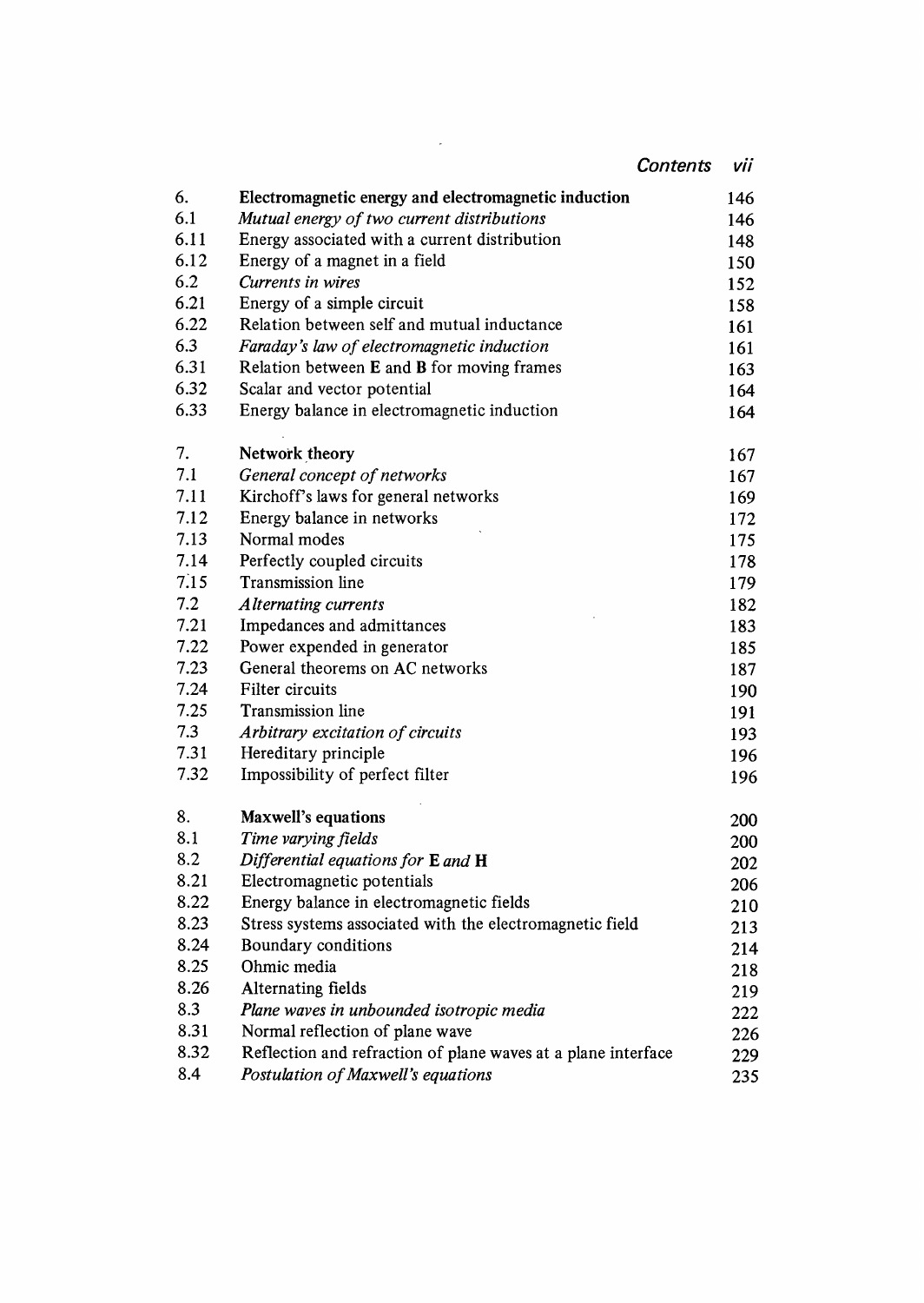| | | |
|---|---|---|
| 6. | **Electromagnetic energy and electromagnetic induction** | 146 |
| 6.1 | *Mutual energy of two current distributions* | 146 |
| 6.11 | Energy associated with a current distribution | 148 |
| 6.12 | Energy of a magnet in a field | 150 |
| 6.2 | *Currents in wires* | 152 |
| 6.21 | Energy of a simple circuit | 158 |
| 6.22 | Relation between self and mutual inductance | 161 |
| 6.3 | *Faraday's law of electromagnetic induction* | 161 |
| 6.31 | Relation between **E** and **B** for moving frames | 163 |
| 6.32 | Scalar and vector potential | 164 |
| 6.33 | Energy balance in electromagnetic induction | 164 |
| 7. | **Network theory** | 167 |
| 7.1 | *General concept of networks* | 167 |
| 7.11 | Kirchoff's laws for general networks | 169 |
| 7.12 | Energy balance in networks | 172 |
| 7.13 | Normal modes | 175 |
| 7.14 | Perfectly coupled circuits | 178 |
| 7.15 | Transmission line | 179 |
| 7.2 | *Alternating currents* | 182 |
| 7.21 | Impedances and admittances | 183 |
| 7.22 | Power expended in generator | 185 |
| 7.23 | General theorems on AC networks | 187 |
| 7.24 | Filter circuits | 190 |
| 7.25 | Transmission line | 191 |
| 7.3 | *Arbitrary excitation of circuits* | 193 |
| 7.31 | Hereditary principle | 196 |
| 7.32 | Impossibility of perfect filter | 196 |
| 8. | **Maxwell's equations** | 200 |
| 8.1 | *Time varying fields* | 200 |
| 8.2 | *Differential equations for* **E** *and* **H** | 202 |
| 8.21 | Electromagnetic potentials | 206 |
| 8.22 | Energy balance in electromagnetic fields | 210 |
| 8.23 | Stress systems associated with the electromagnetic field | 213 |
| 8.24 | Boundary conditions | 214 |
| 8.25 | Ohmic media | 218 |
| 8.26 | Alternating fields | 219 |
| 8.3 | *Plane waves in unbounded isotropic media* | 222 |
| 8.31 | Normal reflection of plane wave | 226 |
| 8.32 | Reflection and refraction of plane waves at a plane interface | 229 |
| 8.4 | *Postulation of Maxwell's equations* | 235 |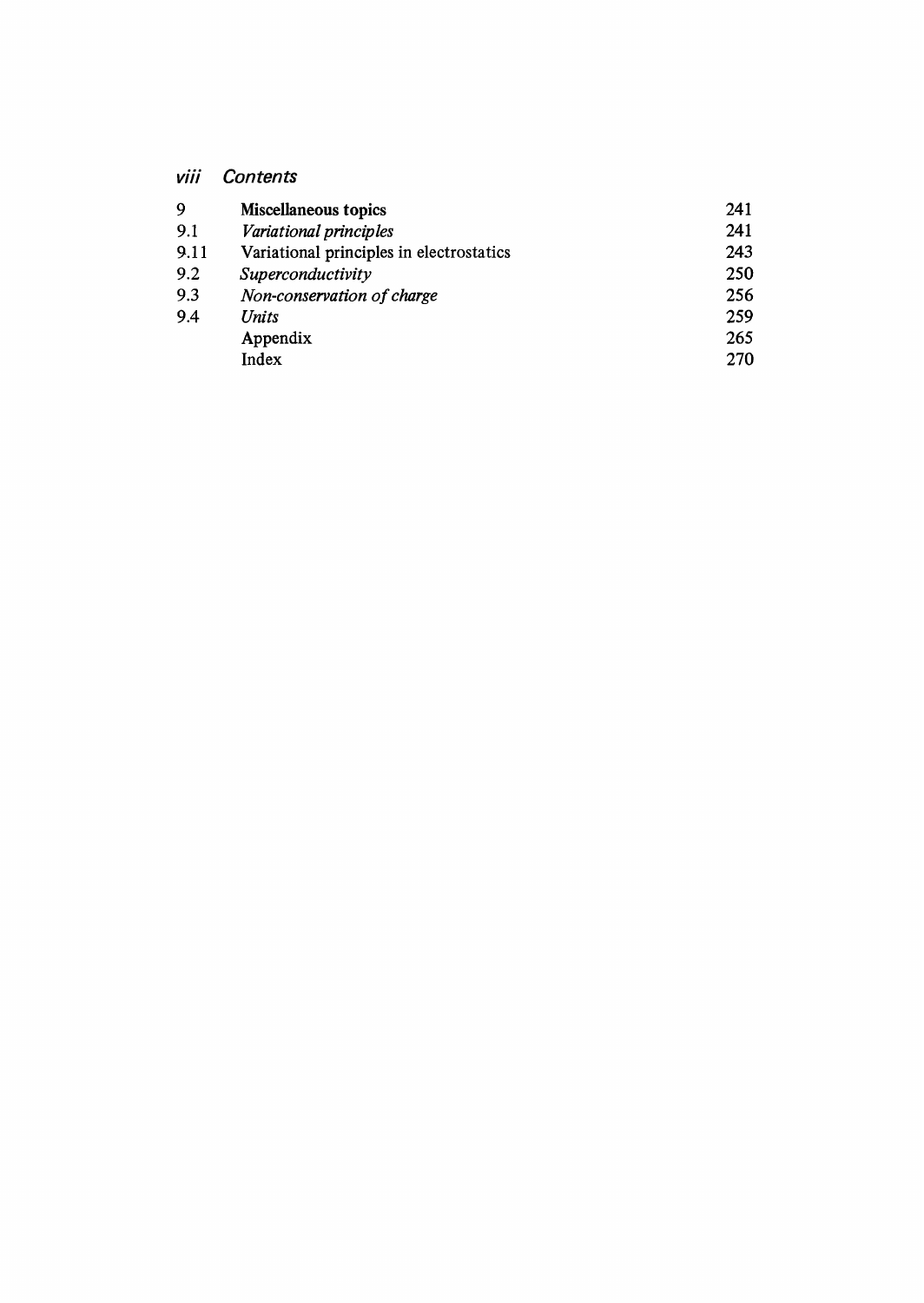| | | |
|---|---|---|
| 9 | **Miscellaneous topics** | 241 |
| 9.1 | *Variational principles* | 241 |
| 9.11 | Variational principles in electrostatics | 243 |
| 9.2 | *Superconductivity* | 250 |
| 9.3 | *Non-conservation of charge* | 256 |
| 9.4 | *Units* | 259 |
| | Appendix | 265 |
| | Index | 270 |